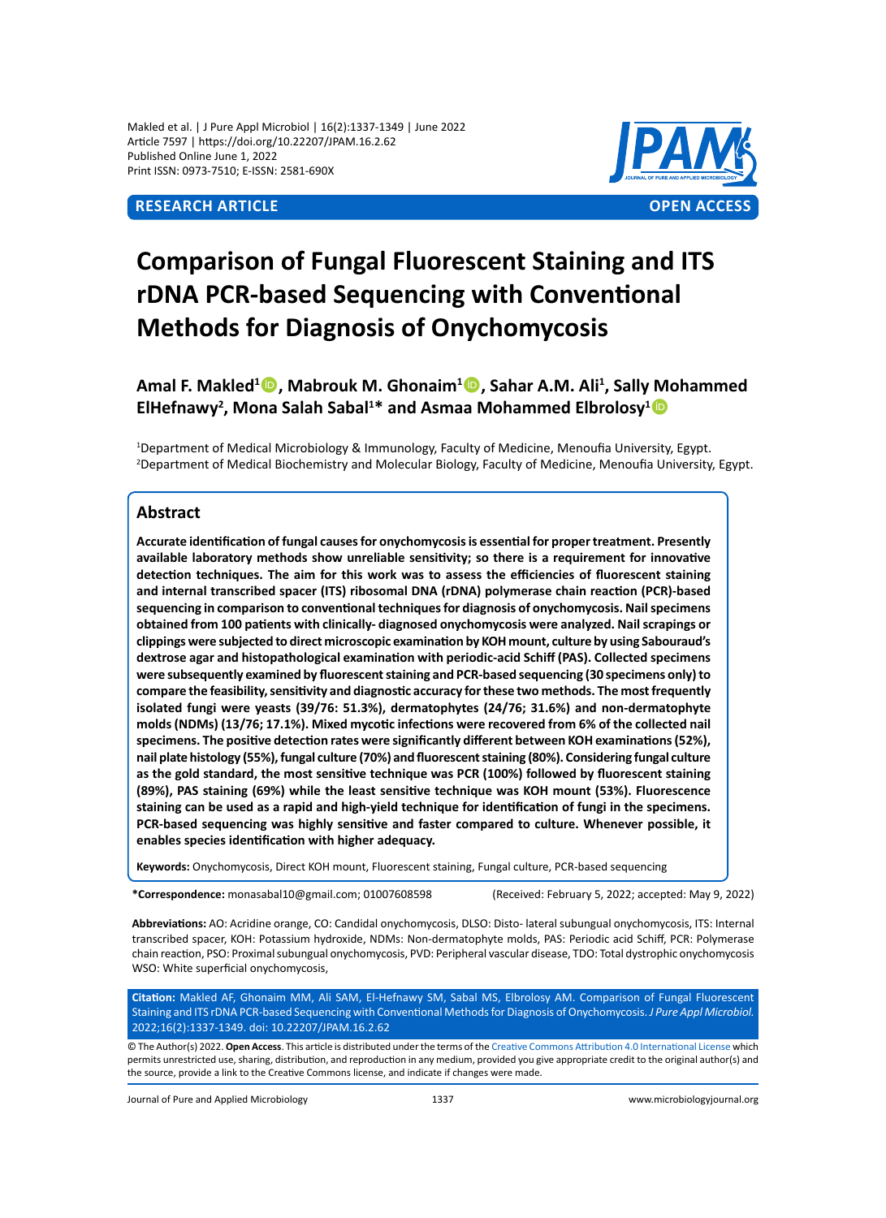**RESEARCH ARTICLE** **OPEN ACCESS**

# Comparison of Fungal Fluorescent Staining and ITS rDNA PCR-based Sequencing with Conventional Methods for Diagnosis of Onychomycosis

**Amal F. Makled[1], Mabrouk M. Ghonaim[1], Sahar A.M. Ali[1], Sally Mohammed ElHefnawy[2], Mona Salah Sabal[1]* and Asmaa Mohammed Elbrolosy[1]**

[1]Department of Medical Microbiology & Immunology, Faculty of Medicine, Menoufia University, Egypt.
[2]Department of Medical Biochemistry and Molecular Biology, Faculty of Medicine, Menoufia University, Egypt.

## Abstract

**Accurate identification of fungal causes for onychomycosis is essential for proper treatment. Presently available laboratory methods show unreliable sensitivity; so there is a requirement for innovative detection techniques. The aim for this work was to assess the efficiencies of fluorescent staining and internal transcribed spacer (ITS) ribosomal DNA (rDNA) polymerase chain reaction (PCR)-based sequencing in comparison to conventional techniques for diagnosis of onychomycosis. Nail specimens obtained from 100 patients with clinically- diagnosed onychomycosis were analyzed. Nail scrapings or clippings were subjected to direct microscopic examination by KOH mount, culture by using Sabouraud's dextrose agar and histopathological examination with periodic-acid Schiff (PAS). Collected specimens were subsequently examined by fluorescent staining and PCR-based sequencing (30 specimens only) to compare the feasibility, sensitivity and diagnostic accuracy for these two methods. The most frequently isolated fungi were yeasts (39/76: 51.3%), dermatophytes (24/76; 31.6%) and non-dermatophyte molds (NDMs) (13/76; 17.1%). Mixed mycotic infections were recovered from 6% of the collected nail specimens. The positive detection rates were significantly different between KOH examinations (52%), nail plate histology (55%), fungal culture (70%) and fluorescent staining (80%). Considering fungal culture as the gold standard, the most sensitive technique was PCR (100%) followed by fluorescent staining (89%), PAS staining (69%) while the least sensitive technique was KOH mount (53%). Fluorescence staining can be used as a rapid and high-yield technique for identification of fungi in the specimens. PCR-based sequencing was highly sensitive and faster compared to culture. Whenever possible, it enables species identification with higher adequacy.**

**Keywords:** Onychomycosis, Direct KOH mount, Fluorescent staining, Fungal culture, PCR-based sequencing

**\*Correspondence:** monasabal10@gmail.com; 01007608598

(Received: February 5, 2022; accepted: May 9, 2022)

**Abbreviations:** AO: Acridine orange, CO: Candidal onychomycosis, DLSO: Disto- lateral subungual onychomycosis, ITS: Internal transcribed spacer, KOH: Potassium hydroxide, NDMs: Non-dermatophyte molds, PAS: Periodic acid Schiff, PCR: Polymerase chain reaction, PSO: Proximal subungual onychomycosis, PVD: Peripheral vascular disease, TDO: Total dystrophic onychomycosis WSO: White superficial onychomycosis,

**Citation:** Makled AF, Ghonaim MM, Ali SAM, El-Hefnawy SM, Sabal MS, Elbrolosy AM. Comparison of Fungal Fluorescent Staining and ITS rDNA PCR-based Sequencing with Conventional Methods for Diagnosis of Onychomycosis. *J Pure Appl Microbiol.* 2022;16(2):1337-1349. doi: 10.22207/JPAM.16.2.62

© The Author(s) 2022. **Open Access**. This article is distributed under the terms of the Creative Commons Attribution 4.0 International License which permits unrestricted use, sharing, distribution, and reproduction in any medium, provided you give appropriate credit to the original author(s) and the source, provide a link to the Creative Commons license, and indicate if changes were made.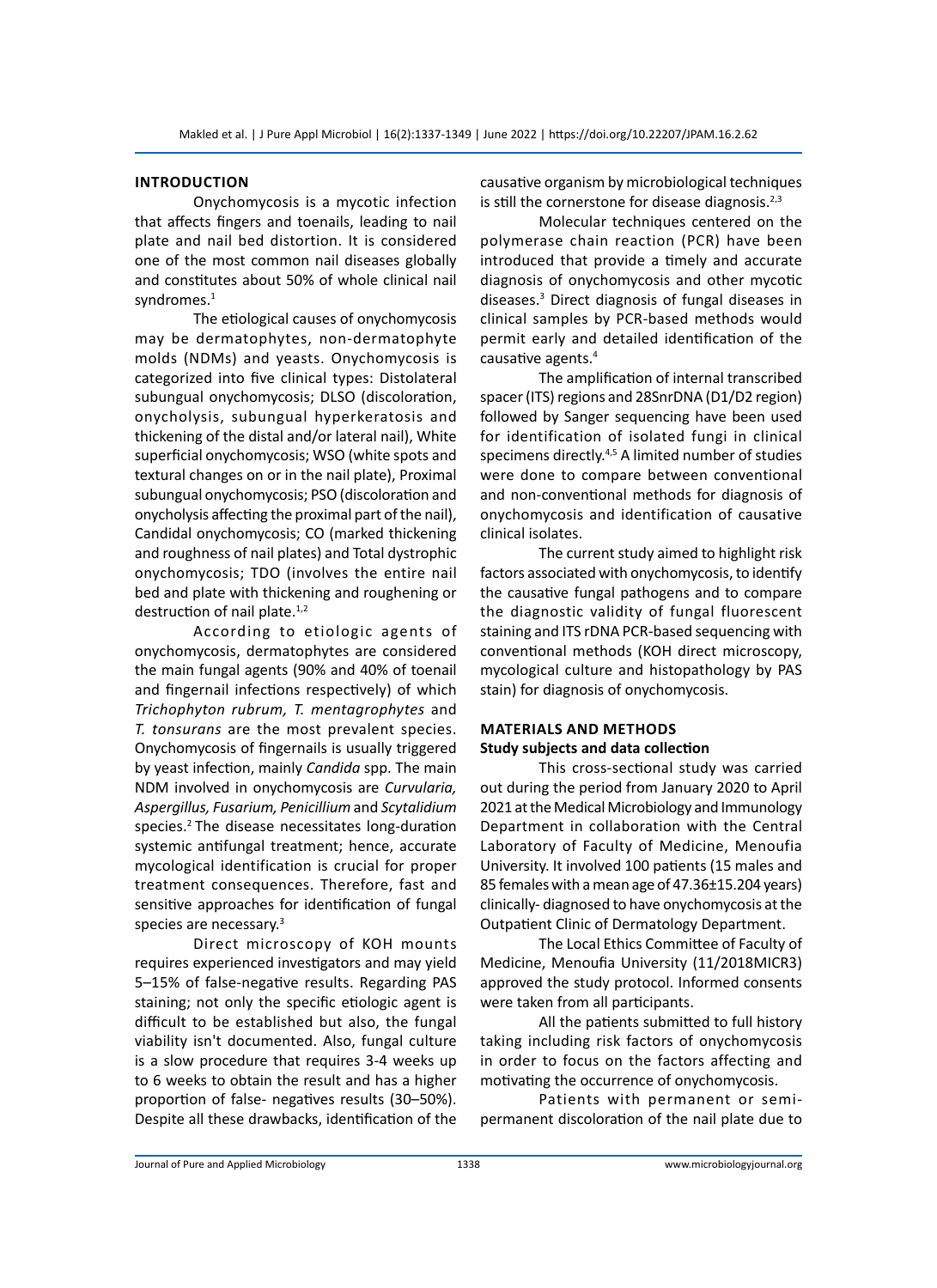## INTRODUCTION

Onychomycosis is a mycotic infection that affects fingers and toenails, leading to nail plate and nail bed distortion. It is considered one of the most common nail diseases globally and constitutes about 50% of whole clinical nail syndromes.[1]

The etiological causes of onychomycosis may be dermatophytes, non-dermatophyte molds (NDMs) and yeasts. Onychomycosis is categorized into five clinical types: Distolateral subungual onychomycosis; DLSO (discoloration, onycholysis, subungual hyperkeratosis and thickening of the distal and/or lateral nail), White superficial onychomycosis; WSO (white spots and textural changes on or in the nail plate), Proximal subungual onychomycosis; PSO (discoloration and onycholysis affecting the proximal part of the nail), Candidal onychomycosis; CO (marked thickening and roughness of nail plates) and Total dystrophic onychomycosis; TDO (involves the entire nail bed and plate with thickening and roughening or destruction of nail plate.[1,2]

According to etiologic agents of onychomycosis, dermatophytes are considered the main fungal agents (90% and 40% of toenail and fingernail infections respectively) of which *Trichophyton rubrum, T. mentagrophytes* and *T. tonsurans* are the most prevalent species. Onychomycosis of fingernails is usually triggered by yeast infection, mainly *Candida* spp. The main NDM involved in onychomycosis are *Curvularia, Aspergillus, Fusarium, Penicillium* and *Scytalidium* species.[2] The disease necessitates long-duration systemic antifungal treatment; hence, accurate mycological identification is crucial for proper treatment consequences. Therefore, fast and sensitive approaches for identification of fungal species are necessary.[3]

Direct microscopy of KOH mounts requires experienced investigators and may yield 5–15% of false-negative results. Regarding PAS staining; not only the specific etiologic agent is difficult to be established but also, the fungal viability isn't documented. Also, fungal culture is a slow procedure that requires 3-4 weeks up to 6 weeks to obtain the result and has a higher proportion of false- negatives results (30–50%). Despite all these drawbacks, identification of the causative organism by microbiological techniques is still the cornerstone for disease diagnosis.[2,3]

Molecular techniques centered on the polymerase chain reaction (PCR) have been introduced that provide a timely and accurate diagnosis of onychomycosis and other mycotic diseases.[3] Direct diagnosis of fungal diseases in clinical samples by PCR-based methods would permit early and detailed identification of the causative agents.[4]

The amplification of internal transcribed spacer (ITS) regions and 28SnrDNA (D1/D2 region) followed by Sanger sequencing have been used for identification of isolated fungi in clinical specimens directly.[4,5] A limited number of studies were done to compare between conventional and non-conventional methods for diagnosis of onychomycosis and identification of causative clinical isolates.

The current study aimed to highlight risk factors associated with onychomycosis, to identify the causative fungal pathogens and to compare the diagnostic validity of fungal fluorescent staining and ITS rDNA PCR-based sequencing with conventional methods (KOH direct microscopy, mycological culture and histopathology by PAS stain) for diagnosis of onychomycosis.

## MATERIALS AND METHODS

### Study subjects and data collection

This cross-sectional study was carried out during the period from January 2020 to April 2021 at the Medical Microbiology and Immunology Department in collaboration with the Central Laboratory of Faculty of Medicine, Menoufia University. It involved 100 patients (15 males and 85 females with a mean age of 47.36±15.204 years) clinically- diagnosed to have onychomycosis at the Outpatient Clinic of Dermatology Department.

The Local Ethics Committee of Faculty of Medicine, Menoufia University (11/2018MICR3) approved the study protocol. Informed consents were taken from all participants.

All the patients submitted to full history taking including risk factors of onychomycosis in order to focus on the factors affecting and motivating the occurrence of onychomycosis.

Patients with permanent or semi-permanent discoloration of the nail plate due to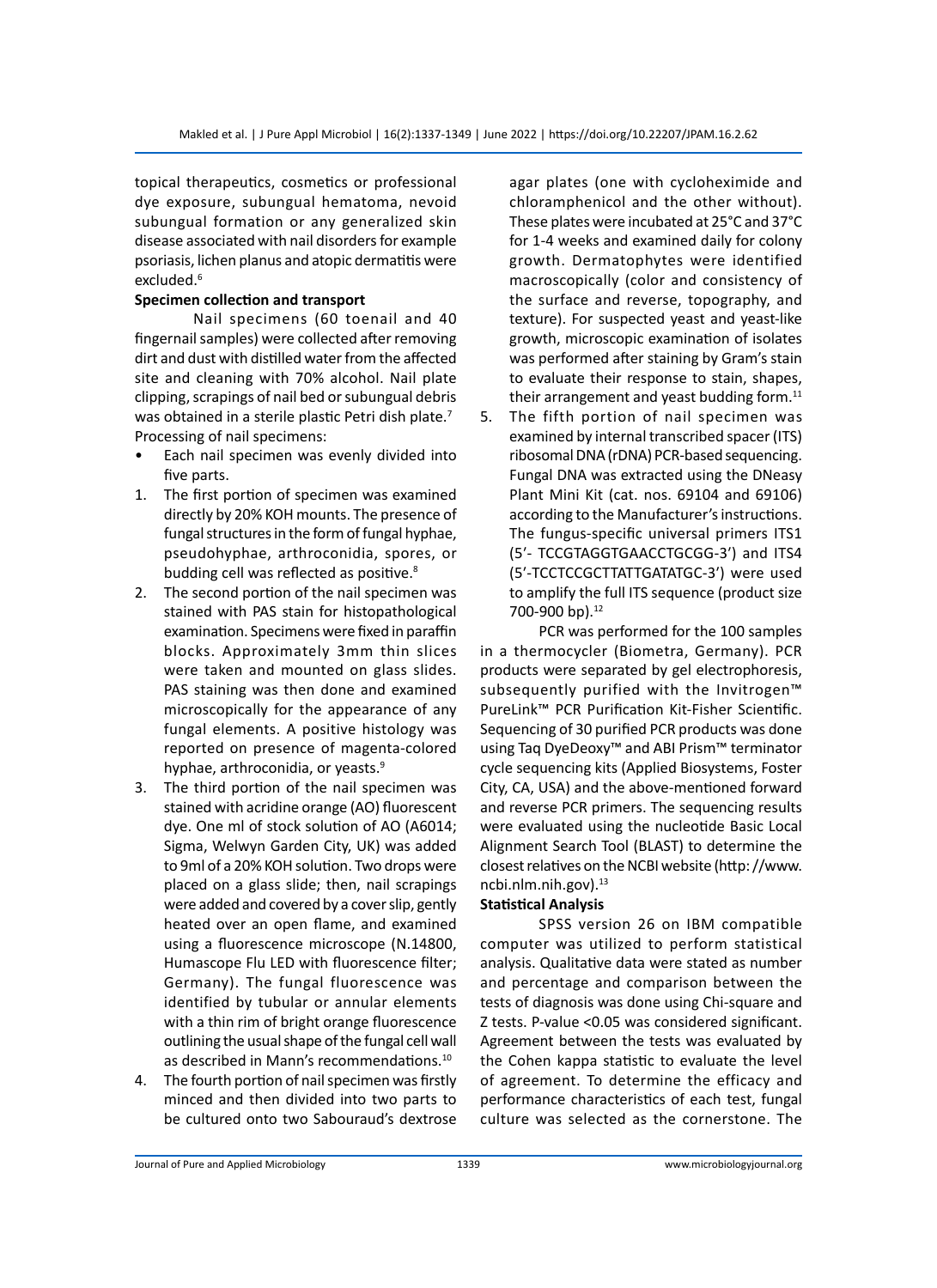topical therapeutics, cosmetics or professional dye exposure, subungual hematoma, nevoid subungual formation or any generalized skin disease associated with nail disorders for example psoriasis, lichen planus and atopic dermatitis were excluded.[6]

**Specimen collection and transport**

Nail specimens (60 toenail and 40 fingernail samples) were collected after removing dirt and dust with distilled water from the affected site and cleaning with 70% alcohol. Nail plate clipping, scrapings of nail bed or subungual debris was obtained in a sterile plastic Petri dish plate.[7]

Processing of nail specimens:

- Each nail specimen was evenly divided into five parts.

1. The first portion of specimen was examined directly by 20% KOH mounts. The presence of fungal structures in the form of fungal hyphae, pseudohyphae, arthroconidia, spores, or budding cell was reflected as positive.[8]
2. The second portion of the nail specimen was stained with PAS stain for histopathological examination. Specimens were fixed in paraffin blocks. Approximately 3mm thin slices were taken and mounted on glass slides. PAS staining was then done and examined microscopically for the appearance of any fungal elements. A positive histology was reported on presence of magenta-colored hyphae, arthroconidia, or yeasts.[9]
3. The third portion of the nail specimen was stained with acridine orange (AO) fluorescent dye. One ml of stock solution of AO (A6014; Sigma, Welwyn Garden City, UK) was added to 9ml of a 20% KOH solution. Two drops were placed on a glass slide; then, nail scrapings were added and covered by a cover slip, gently heated over an open flame, and examined using a fluorescence microscope (N.14800, Humascope Flu LED with fluorescence filter; Germany). The fungal fluorescence was identified by tubular or annular elements with a thin rim of bright orange fluorescence outlining the usual shape of the fungal cell wall as described in Mann's recommendations.[10]
4. The fourth portion of nail specimen was firstly minced and then divided into two parts to be cultured onto two Sabouraud's dextrose agar plates (one with cycloheximide and chloramphenicol and the other without). These plates were incubated at 25°C and 37°C for 1-4 weeks and examined daily for colony growth. Dermatophytes were identified macroscopically (color and consistency of the surface and reverse, topography, and texture). For suspected yeast and yeast-like growth, microscopic examination of isolates was performed after staining by Gram's stain to evaluate their response to stain, shapes, their arrangement and yeast budding form.[11]
5. The fifth portion of nail specimen was examined by internal transcribed spacer (ITS) ribosomal DNA (rDNA) PCR-based sequencing. Fungal DNA was extracted using the DNeasy Plant Mini Kit (cat. nos. 69104 and 69106) according to the Manufacturer's instructions. The fungus-specific universal primers ITS1 (5'- TCCGTAGGTGAACCTGCGG-3') and ITS4 (5'-TCCTCCGCTTATTGATATGC-3') were used to amplify the full ITS sequence (product size 700-900 bp).[12]

PCR was performed for the 100 samples in a thermocycler (Biometra, Germany). PCR products were separated by gel electrophoresis, subsequently purified with the Invitrogen™ PureLink™ PCR Purification Kit-Fisher Scientific. Sequencing of 30 purified PCR products was done using Taq DyeDeoxy™ and ABI Prism™ terminator cycle sequencing kits (Applied Biosystems, Foster City, CA, USA) and the above-mentioned forward and reverse PCR primers. The sequencing results were evaluated using the nucleotide Basic Local Alignment Search Tool (BLAST) to determine the closest relatives on the NCBI website (http: //www.ncbi.nlm.nih.gov).[13]

**Statistical Analysis**

SPSS version 26 on IBM compatible computer was utilized to perform statistical analysis. Qualitative data were stated as number and percentage and comparison between the tests of diagnosis was done using Chi-square and Z tests. P-value <0.05 was considered significant. Agreement between the tests was evaluated by the Cohen kappa statistic to evaluate the level of agreement. To determine the efficacy and performance characteristics of each test, fungal culture was selected as the cornerstone. The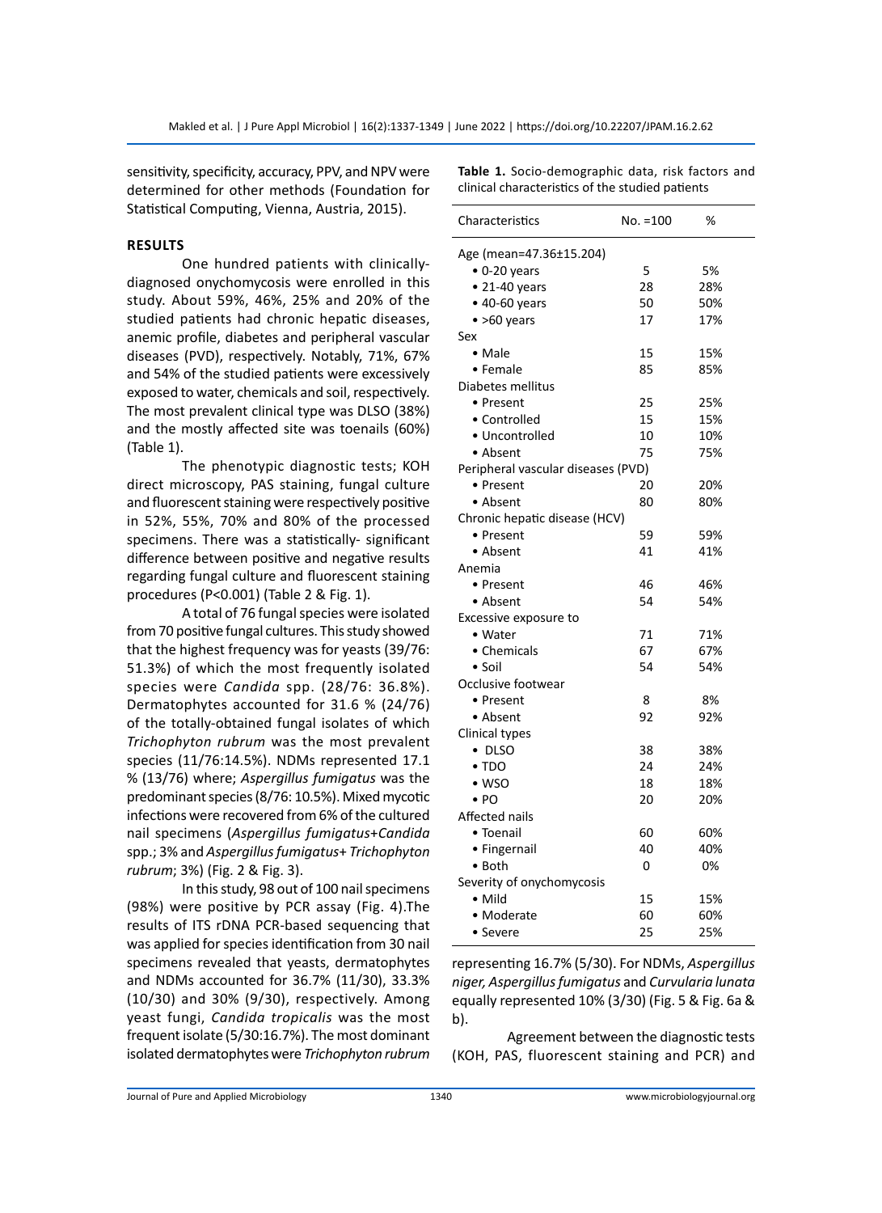sensitivity, specificity, accuracy, PPV, and NPV were determined for other methods (Foundation for Statistical Computing, Vienna, Austria, 2015).

## RESULTS

One hundred patients with clinically-diagnosed onychomycosis were enrolled in this study. About 59%, 46%, 25% and 20% of the studied patients had chronic hepatic diseases, anemic profile, diabetes and peripheral vascular diseases (PVD), respectively. Notably, 71%, 67% and 54% of the studied patients were excessively exposed to water, chemicals and soil, respectively. The most prevalent clinical type was DLSO (38%) and the mostly affected site was toenails (60%) (Table 1).

The phenotypic diagnostic tests; KOH direct microscopy, PAS staining, fungal culture and fluorescent staining were respectively positive in 52%, 55%, 70% and 80% of the processed specimens. There was a statistically- significant difference between positive and negative results regarding fungal culture and fluorescent staining procedures (P<0.001) (Table 2 & Fig. 1).

A total of 76 fungal species were isolated from 70 positive fungal cultures. This study showed that the highest frequency was for yeasts (39/76: 51.3%) of which the most frequently isolated species were *Candida* spp. (28/76: 36.8%). Dermatophytes accounted for 31.6 % (24/76) of the totally-obtained fungal isolates of which *Trichophyton rubrum* was the most prevalent species (11/76:14.5%). NDMs represented 17.1 % (13/76) where; *Aspergillus fumigatus* was the predominant species (8/76: 10.5%). Mixed mycotic infections were recovered from 6% of the cultured nail specimens (*Aspergillus fumigatus*+*Candida* spp.; 3% and *Aspergillus fumigatus*+ *Trichophyton rubrum*; 3%) (Fig. 2 & Fig. 3).

In this study, 98 out of 100 nail specimens (98%) were positive by PCR assay (Fig. 4).The results of ITS rDNA PCR-based sequencing that was applied for species identification from 30 nail specimens revealed that yeasts, dermatophytes and NDMs accounted for 36.7% (11/30), 33.3% (10/30) and 30% (9/30), respectively. Among yeast fungi, *Candida tropicalis* was the most frequent isolate (5/30:16.7%). The most dominant isolated dermatophytes were *Trichophyton rubrum* representing 16.7% (5/30). For NDMs, *Aspergillus niger, Aspergillus fumigatus* and *Curvularia lunata* equally represented 10% (3/30) (Fig. 5 & Fig. 6a & b).

Agreement between the diagnostic tests (KOH, PAS, fluorescent staining and PCR) and

**Table 1.** Socio-demographic data, risk factors and clinical characteristics of the studied patients

| Characteristics | No. =100 | % |
|---|---|---|
| Age (mean=47.36±15.204) | | |
| • 0-20 years | 5 | 5% |
| • 21-40 years | 28 | 28% |
| • 40-60 years | 50 | 50% |
| • >60 years | 17 | 17% |
| Sex | | |
| • Male | 15 | 15% |
| • Female | 85 | 85% |
| Diabetes mellitus | | |
| • Present | 25 | 25% |
| • Controlled | 15 | 15% |
| • Uncontrolled | 10 | 10% |
| • Absent | 75 | 75% |
| Peripheral vascular diseases (PVD) | | |
| • Present | 20 | 20% |
| • Absent | 80 | 80% |
| Chronic hepatic disease (HCV) | | |
| • Present | 59 | 59% |
| • Absent | 41 | 41% |
| Anemia | | |
| • Present | 46 | 46% |
| • Absent | 54 | 54% |
| Excessive exposure to | | |
| • Water | 71 | 71% |
| • Chemicals | 67 | 67% |
| • Soil | 54 | 54% |
| Occlusive footwear | | |
| • Present | 8 | 8% |
| • Absent | 92 | 92% |
| Clinical types | | |
| • DLSO | 38 | 38% |
| • TDO | 24 | 24% |
| • WSO | 18 | 18% |
| • PO | 20 | 20% |
| Affected nails | | |
| • Toenail | 60 | 60% |
| • Fingernail | 40 | 40% |
| • Both | 0 | 0% |
| Severity of onychomycosis | | |
| • Mild | 15 | 15% |
| • Moderate | 60 | 60% |
| • Severe | 25 | 25% |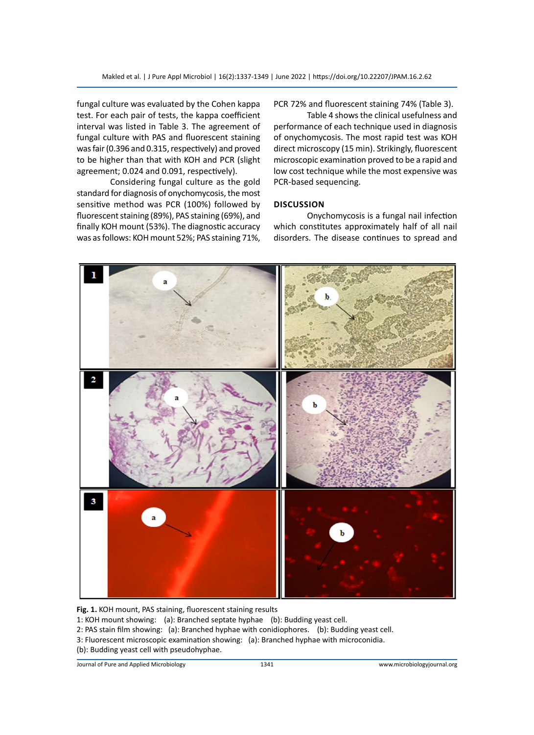fungal culture was evaluated by the Cohen kappa test. For each pair of tests, the kappa coefficient interval was listed in Table 3. The agreement of fungal culture with PAS and fluorescent staining was fair (0.396 and 0.315, respectively) and proved to be higher than that with KOH and PCR (slight agreement; 0.024 and 0.091, respectively).

Considering fungal culture as the gold standard for diagnosis of onychomycosis, the most sensitive method was PCR (100%) followed by fluorescent staining (89%), PAS staining (69%), and finally KOH mount (53%). The diagnostic accuracy was as follows: KOH mount 52%; PAS staining 71%, PCR 72% and fluorescent staining 74% (Table 3).

Table 4 shows the clinical usefulness and performance of each technique used in diagnosis of onychomycosis. The most rapid test was KOH direct microscopy (15 min). Strikingly, fluorescent microscopic examination proved to be a rapid and low cost technique while the most expensive was PCR-based sequencing.

## DISCUSSION

Onychomycosis is a fungal nail infection which constitutes approximately half of all nail disorders. The disease continues to spread and

**Fig. 1.** KOH mount, PAS staining, fluorescent staining results
1: KOH mount showing: (a): Branched septate hyphae (b): Budding yeast cell.
2: PAS stain film showing: (a): Branched hyphae with conidiophores. (b): Budding yeast cell.
3: Fluorescent microscopic examination showing: (a): Branched hyphae with microconidia.
(b): Budding yeast cell with pseudohyphae.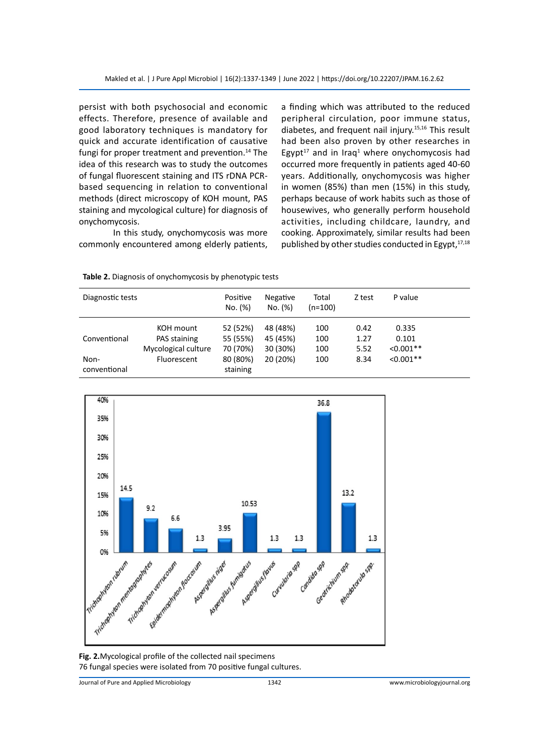persist with both psychosocial and economic effects. Therefore, presence of available and good laboratory techniques is mandatory for quick and accurate identification of causative fungi for proper treatment and prevention.[14] The idea of this research was to study the outcomes of fungal fluorescent staining and ITS rDNA PCR-based sequencing in relation to conventional methods (direct microscopy of KOH mount, PAS staining and mycological culture) for diagnosis of onychomycosis.

In this study, onychomycosis was more commonly encountered among elderly patients, a finding which was attributed to the reduced peripheral circulation, poor immune status, diabetes, and frequent nail injury.[15,16] This result had been also proven by other researches in Egypt[17] and in Iraq[1] where onychomycosis had occurred more frequently in patients aged 40-60 years. Additionally, onychomycosis was higher in women (85%) than men (15%) in this study, perhaps because of work habits such as those of housewives, who generally perform household activities, including childcare, laundry, and cooking. Approximately, similar results had been published by other studies conducted in Egypt,[17,18]

**Table 2.** Diagnosis of onychomycosis by phenotypic tests

| Diagnostic tests | | Positive No. (%) | Negative No. (%) | Total (n=100) | Z test | P value |
|---|---|---|---|---|---|---|
| Conventional | KOH mount | 52 (52%) | 48 (48%) | 100 | 0.42 | 0.335 |
| | PAS staining | 55 (55%) | 45 (45%) | 100 | 1.27 | 0.101 |
| | Mycological culture | 70 (70%) | 30 (30%) | 100 | 5.52 | <0.001** |
| Non-conventional | Fluorescent staining | 80 (80%) | 20 (20%) | 100 | 8.34 | <0.001** |

**Fig. 2.** Mycological profile of the collected nail specimens
76 fungal species were isolated from 70 positive fungal cultures.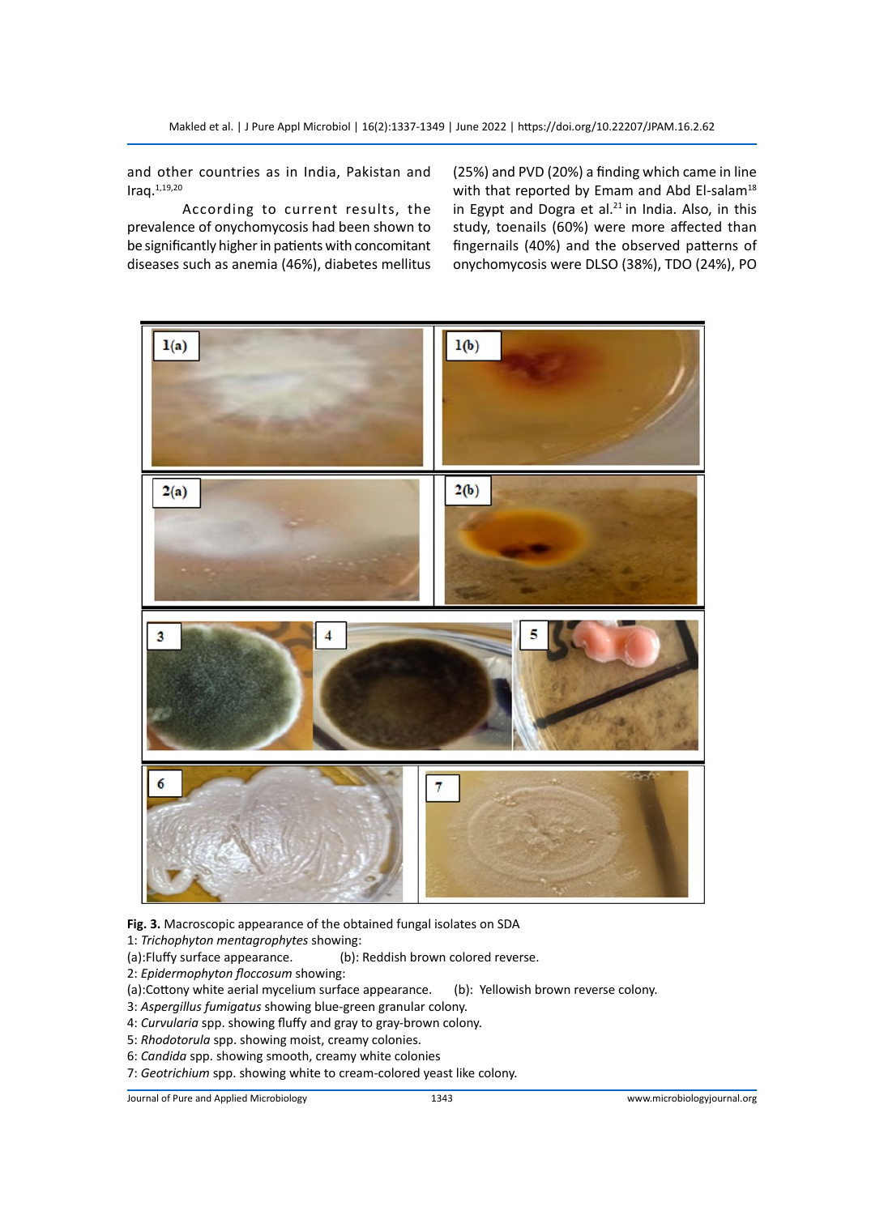and other countries as in India, Pakistan and Iraq.[1,19,20]

According to current results, the prevalence of onychomycosis had been shown to be significantly higher in patients with concomitant diseases such as anemia (46%), diabetes mellitus (25%) and PVD (20%) a finding which came in line with that reported by Emam and Abd El-salam[18] in Egypt and Dogra et al.[21] in India. Also, in this study, toenails (60%) were more affected than fingernails (40%) and the observed patterns of onychomycosis were DLSO (38%), TDO (24%), PO

**Fig. 3.** Macroscopic appearance of the obtained fungal isolates on SDA
1: *Trichophyton mentagrophytes* showing:
(a):Fluffy surface appearance. (b): Reddish brown colored reverse.
2: *Epidermophyton floccosum* showing:
(a):Cottony white aerial mycelium surface appearance. (b): Yellowish brown reverse colony.
3: *Aspergillus fumigatus* showing blue-green granular colony.
4: *Curvularia* spp. showing fluffy and gray to gray-brown colony.
5: *Rhodotorula* spp. showing moist, creamy colonies.
6: *Candida* spp. showing smooth, creamy white colonies
7: *Geotrichium* spp. showing white to cream-colored yeast like colony.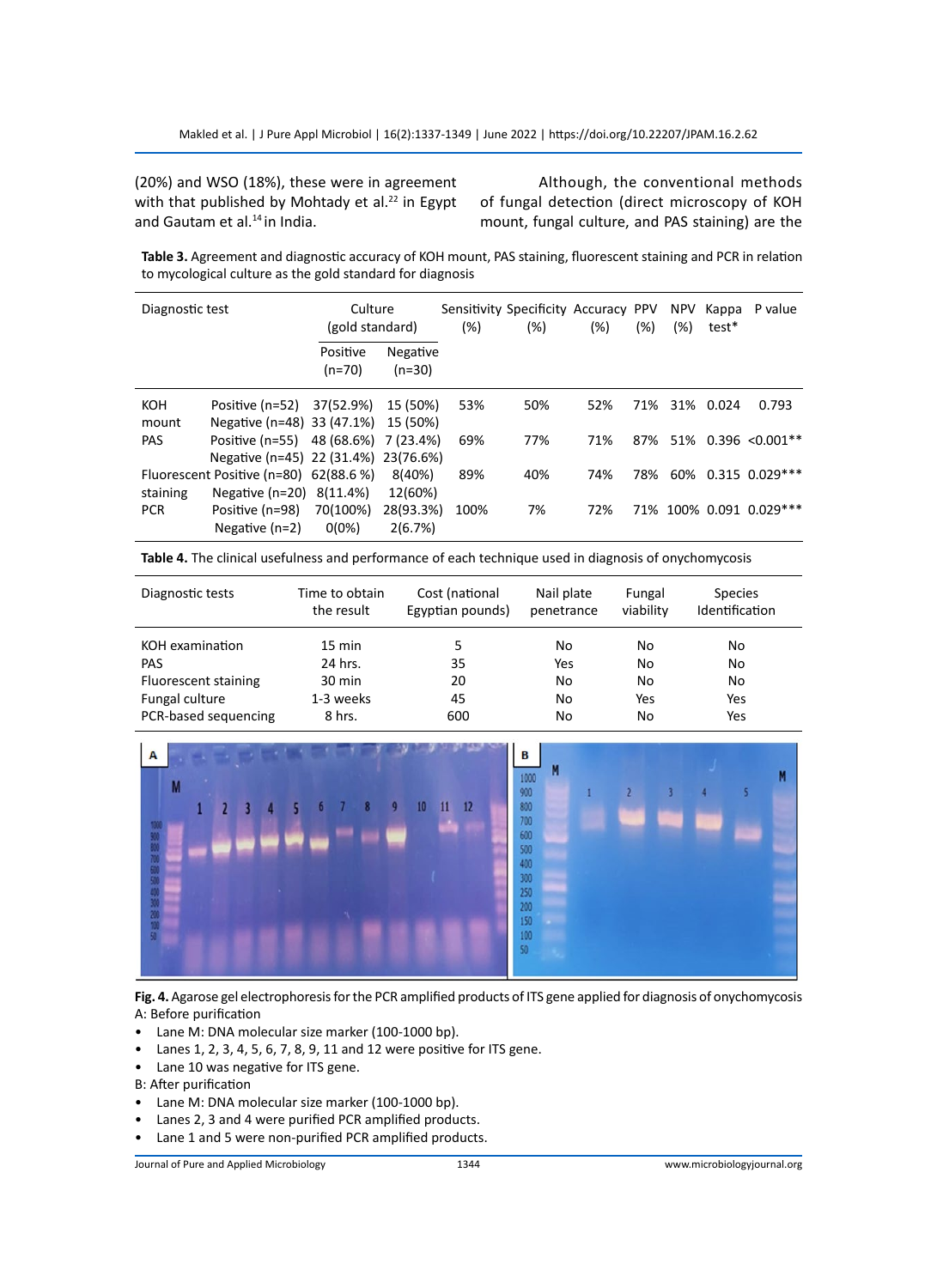(20%) and WSO (18%), these were in agreement with that published by Mohtady et al.[22] in Egypt and Gautam et al.[14] in India.

Although, the conventional methods of fungal detection (direct microscopy of KOH mount, fungal culture, and PAS staining) are the

**Table 3.** Agreement and diagnostic accuracy of KOH mount, PAS staining, fluorescent staining and PCR in relation to mycological culture as the gold standard for diagnosis

| Diagnostic test | | Culture (gold standard) | | Sensitivity (%) | Specificity (%) | Accuracy (%) | PPV (%) | NPV (%) | Kappa test* | P value |
|---|---|---|---|---|---|---|---|---|---|---|
| | | Positive (n=70) | Negative (n=30) | | | | | | | |
| KOH mount | Positive (n=52) | 37(52.9%) | 15 (50%) | 53% | 50% | 52% | 71% | 31% | 0.024 | 0.793 |
| | Negative (n=48) | 33 (47.1%) | 15 (50%) | | | | | | | |
| PAS | Positive (n=55) | 48 (68.6%) | 7 (23.4%) | 69% | 77% | 71% | 87% | 51% | 0.396 | <0.001** |
| | Negative (n=45) | 22 (31.4%) | 23(76.6%) | | | | | | | |
| Fluorescent staining | Positive (n=80) | 62(88.6 %) | 8(40%) | 89% | 40% | 74% | 78% | 60% | 0.315 | 0.029*** |
| | Negative (n=20) | 8(11.4%) | 12(60%) | | | | | | | |
| PCR | Positive (n=98) | 70(100%) | 28(93.3%) | 100% | 7% | 72% | 71% | 100% | 0.091 | 0.029*** |
| | Negative (n=2) | 0(0%) | 2(6.7%) | | | | | | | |

**Table 4.** The clinical usefulness and performance of each technique used in diagnosis of onychomycosis

| Diagnostic tests | Time to obtain the result | Cost (national Egyptian pounds) | Nail plate penetrance | Fungal viability | Species Identification |
|---|---|---|---|---|---|
| KOH examination | 15 min | 5 | No | No | No |
| PAS | 24 hrs. | 35 | Yes | No | No |
| Fluorescent staining | 30 min | 20 | No | No | No |
| Fungal culture | 1-3 weeks | 45 | No | Yes | Yes |
| PCR-based sequencing | 8 hrs. | 600 | No | No | Yes |

**Fig. 4.** Agarose gel electrophoresis for the PCR amplified products of ITS gene applied for diagnosis of onychomycosis
A: Before purification
- Lane M: DNA molecular size marker (100-1000 bp).
- Lanes 1, 2, 3, 4, 5, 6, 7, 8, 9, 11 and 12 were positive for ITS gene.
- Lane 10 was negative for ITS gene.

B: After purification
- Lane M: DNA molecular size marker (100-1000 bp).
- Lanes 2, 3 and 4 were purified PCR amplified products.
- Lane 1 and 5 were non-purified PCR amplified products.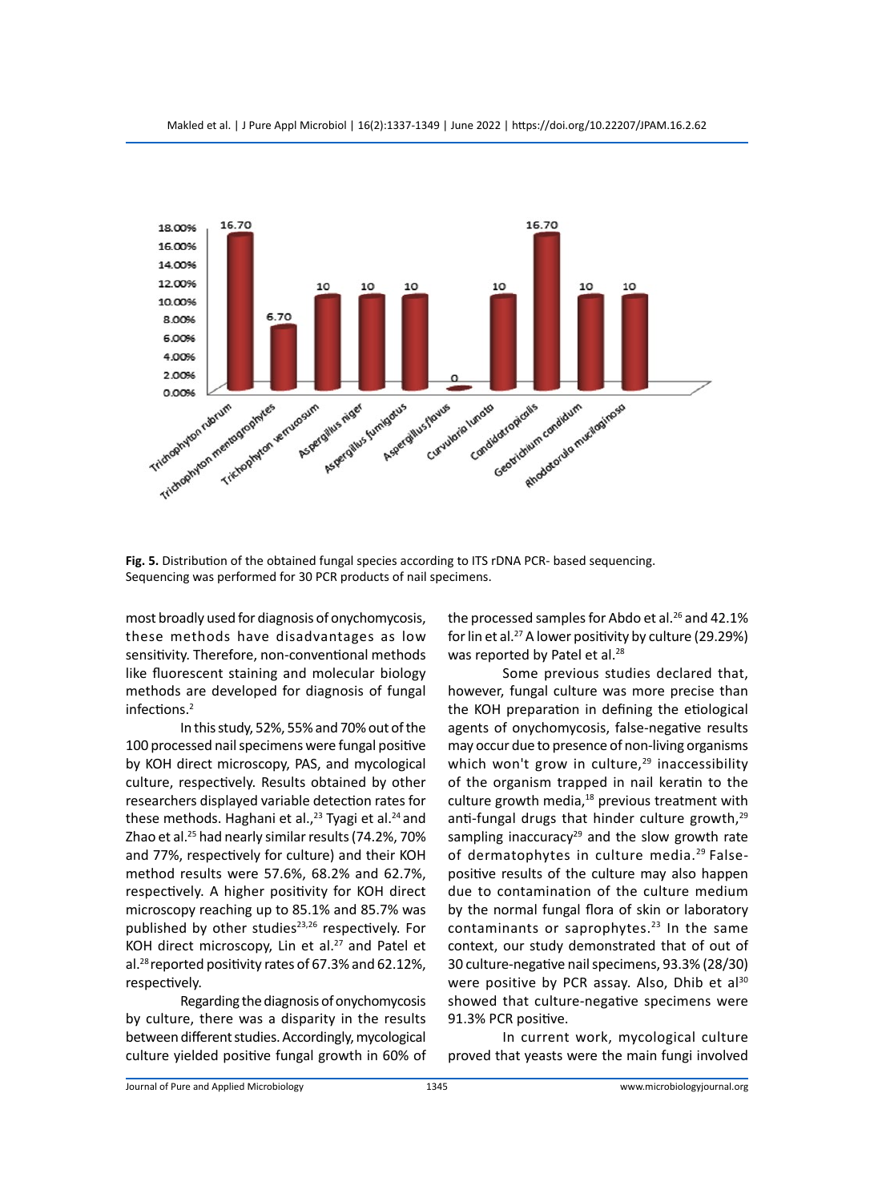**Fig. 5.** Distribution of the obtained fungal species according to ITS rDNA PCR- based sequencing. Sequencing was performed for 30 PCR products of nail specimens.

most broadly used for diagnosis of onychomycosis, these methods have disadvantages as low sensitivity. Therefore, non-conventional methods like fluorescent staining and molecular biology methods are developed for diagnosis of fungal infections.[2]

In this study, 52%, 55% and 70% out of the 100 processed nail specimens were fungal positive by KOH direct microscopy, PAS, and mycological culture, respectively. Results obtained by other researchers displayed variable detection rates for these methods. Haghani et al.,[23] Tyagi et al.[24] and Zhao et al.[25] had nearly similar results (74.2%, 70% and 77%, respectively for culture) and their KOH method results were 57.6%, 68.2% and 62.7%, respectively. A higher positivity for KOH direct microscopy reaching up to 85.1% and 85.7% was published by other studies[23,26] respectively. For KOH direct microscopy, Lin et al.[27] and Patel et al.[28] reported positivity rates of 67.3% and 62.12%, respectively.

Regarding the diagnosis of onychomycosis by culture, there was a disparity in the results between different studies. Accordingly, mycological culture yielded positive fungal growth in 60% of the processed samples for Abdo et al.[26] and 42.1% for lin et al.[27] A lower positivity by culture (29.29%) was reported by Patel et al.[28]

Some previous studies declared that, however, fungal culture was more precise than the KOH preparation in defining the etiological agents of onychomycosis, false-negative results may occur due to presence of non-living organisms which won't grow in culture,[29] inaccessibility of the organism trapped in nail keratin to the culture growth media,[18] previous treatment with anti-fungal drugs that hinder culture growth,[29] sampling inaccuracy[29] and the slow growth rate of dermatophytes in culture media.[29] False-positive results of the culture may also happen due to contamination of the culture medium by the normal fungal flora of skin or laboratory contaminants or saprophytes.[23] In the same context, our study demonstrated that of out of 30 culture-negative nail specimens, 93.3% (28/30) were positive by PCR assay. Also, Dhib et al[30] showed that culture-negative specimens were 91.3% PCR positive.

In current work, mycological culture proved that yeasts were the main fungi involved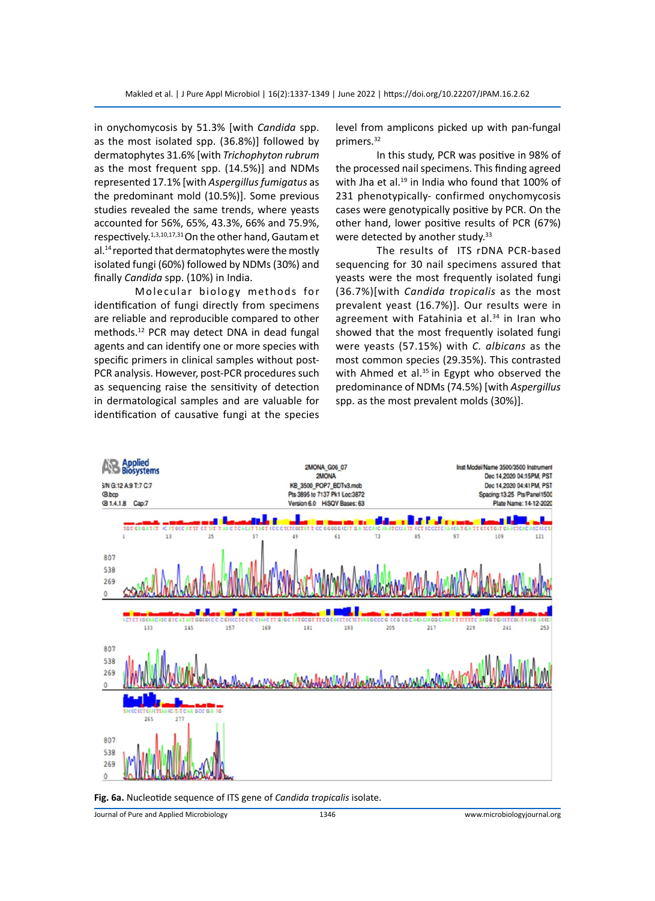in onychomycosis by 51.3% [with *Candida* spp. as the most isolated spp. (36.8%)] followed by dermatophytes 31.6% [with *Trichophyton rubrum* as the most frequent spp. (14.5%)] and NDMs represented 17.1% [with *Aspergillus fumigatus* as the predominant mold (10.5%)]. Some previous studies revealed the same trends, where yeasts accounted for 56%, 65%, 43.3%, 66% and 75.9%, respectively.[1,3,10,17,31] On the other hand, Gautam et al.[14] reported that dermatophytes were the mostly isolated fungi (60%) followed by NDMs (30%) and finally *Candida* spp. (10%) in India.

Molecular biology methods for identification of fungi directly from specimens are reliable and reproducible compared to other methods.[12] PCR may detect DNA in dead fungal agents and can identify one or more species with specific primers in clinical samples without post-PCR analysis. However, post-PCR procedures such as sequencing raise the sensitivity of detection in dermatological samples and are valuable for identification of causative fungi at the species level from amplicons picked up with pan-fungal primers.[32]

In this study, PCR was positive in 98% of the processed nail specimens. This finding agreed with Jha et al.[19] in India who found that 100% of 231 phenotypically- confirmed onychomycosis cases were genotypically positive by PCR. On the other hand, lower positive results of PCR (67%) were detected by another study.[33]

The results of ITS rDNA PCR-based sequencing for 30 nail specimens assured that yeasts were the most frequently isolated fungi (36.7%)[with *Candida tropicalis* as the most prevalent yeast (16.7%)]. Our results were in agreement with Fatahinia et al.[34] in Iran who showed that the most frequently isolated fungi were yeasts (57.15%) with *C. albicans* as the most common species (29.35%). This contrasted with Ahmed et al.[35] in Egypt who observed the predominance of NDMs (74.5%) [with *Aspergillus* spp. as the most prevalent molds (30%)].

**Fig. 6a.** Nucleotide sequence of ITS gene of *Candida tropicalis* isolate.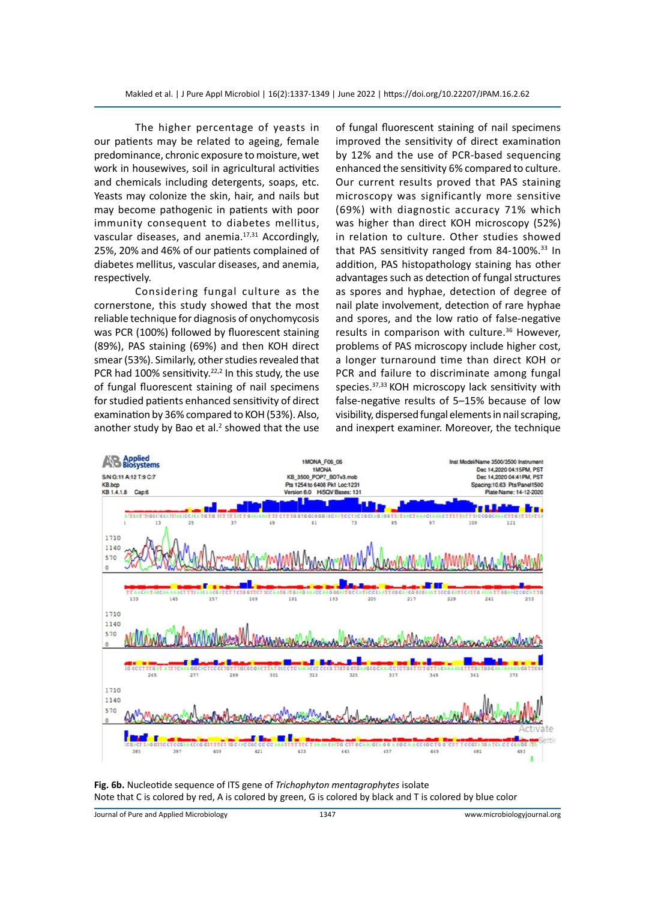The higher percentage of yeasts in our patients may be related to ageing, female predominance, chronic exposure to moisture, wet work in housewives, soil in agricultural activities and chemicals including detergents, soaps, etc. Yeasts may colonize the skin, hair, and nails but may become pathogenic in patients with poor immunity consequent to diabetes mellitus, vascular diseases, and anemia.[17,31] Accordingly, 25%, 20% and 46% of our patients complained of diabetes mellitus, vascular diseases, and anemia, respectively.

Considering fungal culture as the cornerstone, this study showed that the most reliable technique for diagnosis of onychomycosis was PCR (100%) followed by fluorescent staining (89%), PAS staining (69%) and then KOH direct smear (53%). Similarly, other studies revealed that PCR had 100% sensitivity.[22,2] In this study, the use of fungal fluorescent staining of nail specimens for studied patients enhanced sensitivity of direct examination by 36% compared to KOH (53%). Also, another study by Bao et al.[2] showed that the use of fungal fluorescent staining of nail specimens improved the sensitivity of direct examination by 12% and the use of PCR-based sequencing enhanced the sensitivity 6% compared to culture. Our current results proved that PAS staining microscopy was significantly more sensitive (69%) with diagnostic accuracy 71% which was higher than direct KOH microscopy (52%) in relation to culture. Other studies showed that PAS sensitivity ranged from 84-100%.[33] In addition, PAS histopathology staining has other advantages such as detection of fungal structures as spores and hyphae, detection of degree of nail plate involvement, detection of rare hyphae and spores, and the low ratio of false-negative results in comparison with culture.[36] However, problems of PAS microscopy include higher cost, a longer turnaround time than direct KOH or PCR and failure to discriminate among fungal species.[37,33] KOH microscopy lack sensitivity with false-negative results of 5–15% because of low visibility, dispersed fungal elements in nail scraping, and inexpert examiner. Moreover, the technique

**Fig. 6b.** Nucleotide sequence of ITS gene of *Trichophyton mentagrophytes* isolate
Note that C is colored by red, A is colored by green, G is colored by black and T is colored by blue color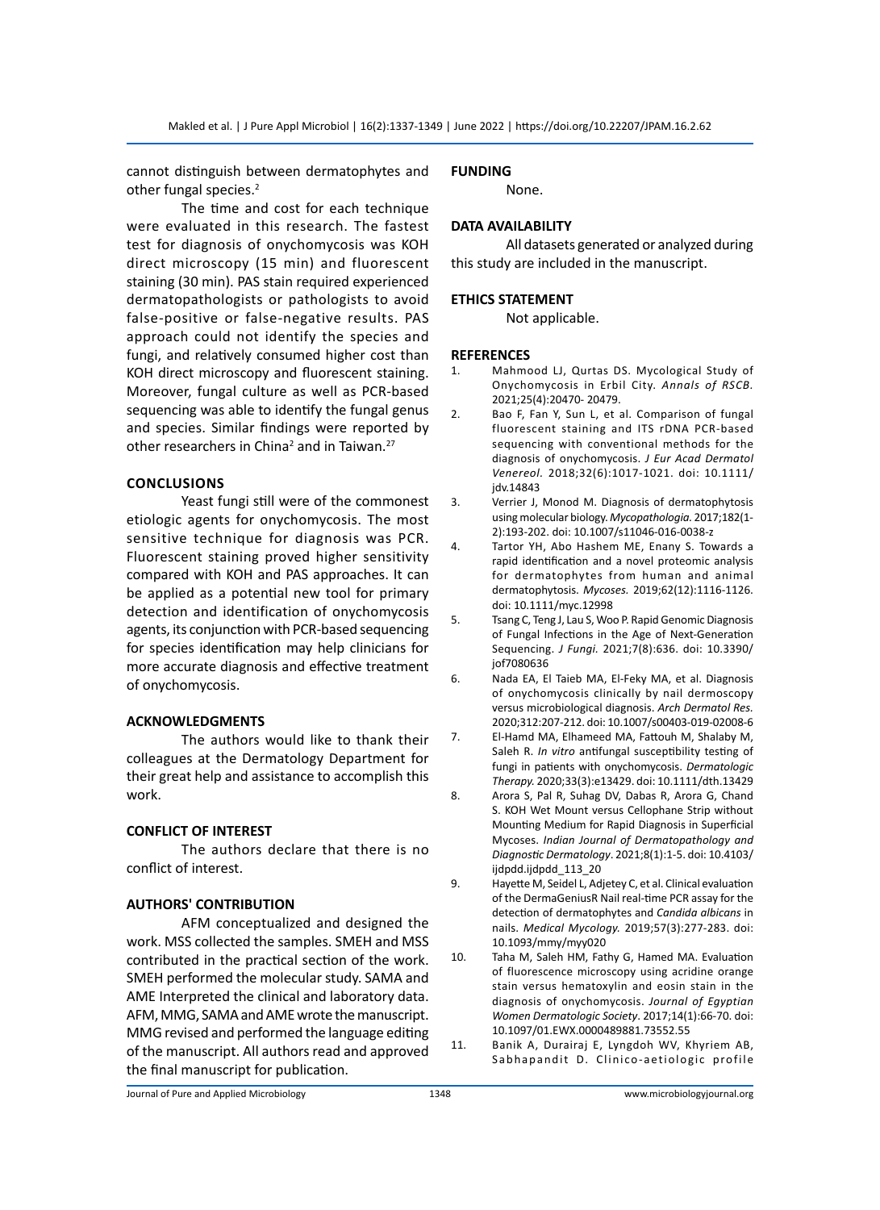cannot distinguish between dermatophytes and other fungal species.[2]

The time and cost for each technique were evaluated in this research. The fastest test for diagnosis of onychomycosis was KOH direct microscopy (15 min) and fluorescent staining (30 min). PAS stain required experienced dermatopathologists or pathologists to avoid false-positive or false-negative results. PAS approach could not identify the species and fungi, and relatively consumed higher cost than KOH direct microscopy and fluorescent staining. Moreover, fungal culture as well as PCR-based sequencing was able to identify the fungal genus and species. Similar findings were reported by other researchers in China[2] and in Taiwan.[27]

## CONCLUSIONS

Yeast fungi still were of the commonest etiologic agents for onychomycosis. The most sensitive technique for diagnosis was PCR. Fluorescent staining proved higher sensitivity compared with KOH and PAS approaches. It can be applied as a potential new tool for primary detection and identification of onychomycosis agents, its conjunction with PCR-based sequencing for species identification may help clinicians for more accurate diagnosis and effective treatment of onychomycosis.

## ACKNOWLEDGMENTS

The authors would like to thank their colleagues at the Dermatology Department for their great help and assistance to accomplish this work.

## CONFLICT OF INTEREST

The authors declare that there is no conflict of interest.

## AUTHORS' CONTRIBUTION

AFM conceptualized and designed the work. MSS collected the samples. SMEH and MSS contributed in the practical section of the work. SMEH performed the molecular study. SAMA and AME Interpreted the clinical and laboratory data. AFM, MMG, SAMA and AME wrote the manuscript. MMG revised and performed the language editing of the manuscript. All authors read and approved the final manuscript for publication.

## FUNDING

None.

## DATA AVAILABILITY

All datasets generated or analyzed during this study are included in the manuscript.

## ETHICS STATEMENT

Not applicable.

## REFERENCES

1. Mahmood LJ, Qurtas DS. Mycological Study of Onychomycosis in Erbil City. *Annals of RSCB.* 2021;25(4):20470- 20479.
2. Bao F, Fan Y, Sun L, et al. Comparison of fungal fluorescent staining and ITS rDNA PCR-based sequencing with conventional methods for the diagnosis of onychomycosis. *J Eur Acad Dermatol Venereol.* 2018;32(6):1017-1021. doi: 10.1111/jdv.14843
3. Verrier J, Monod M. Diagnosis of dermatophytosis using molecular biology. *Mycopathologia.* 2017;182(1-2):193-202. doi: 10.1007/s11046-016-0038-z
4. Tartor YH, Abo Hashem ME, Enany S. Towards a rapid identification and a novel proteomic analysis for dermatophytes from human and animal dermatophytosis. *Mycoses.* 2019;62(12):1116-1126. doi: 10.1111/myc.12998
5. Tsang C, Teng J, Lau S, Woo P. Rapid Genomic Diagnosis of Fungal Infections in the Age of Next-Generation Sequencing. *J Fungi.* 2021;7(8):636. doi: 10.3390/jof7080636
6. Nada EA, El Taieb MA, El-Feky MA, et al. Diagnosis of onychomycosis clinically by nail dermoscopy versus microbiological diagnosis. *Arch Dermatol Res.* 2020;312:207-212. doi: 10.1007/s00403-019-02008-6
7. El-Hamd MA, Elhameed MA, Fattouh M, Shalaby M, Saleh R. *In vitro* antifungal susceptibility testing of fungi in patients with onychomycosis. *Dermatologic Therapy.* 2020;33(3):e13429. doi: 10.1111/dth.13429
8. Arora S, Pal R, Suhag DV, Dabas R, Arora G, Chand S. KOH Wet Mount versus Cellophane Strip without Mounting Medium for Rapid Diagnosis in Superficial Mycoses. *Indian Journal of Dermatopathology and Diagnostic Dermatology*. 2021;8(1):1-5. doi: 10.4103/ijdpdd.ijdpdd_113_20
9. Hayette M, Seidel L, Adjetey C, et al. Clinical evaluation of the DermaGeniusR Nail real-time PCR assay for the detection of dermatophytes and *Candida albicans* in nails. *Medical Mycology.* 2019;57(3):277-283. doi: 10.1093/mmy/myy020
10. Taha M, Saleh HM, Fathy G, Hamed MA. Evaluation of fluorescence microscopy using acridine orange stain versus hematoxylin and eosin stain in the diagnosis of onychomycosis. *Journal of Egyptian Women Dermatologic Society*. 2017;14(1):66-70. doi: 10.1097/01.EWX.0000489881.73552.55
11. Banik A, Durairaj E, Lyngdoh WV, Khyriem AB, Sabhapandit D. Clinico-aetiologic profile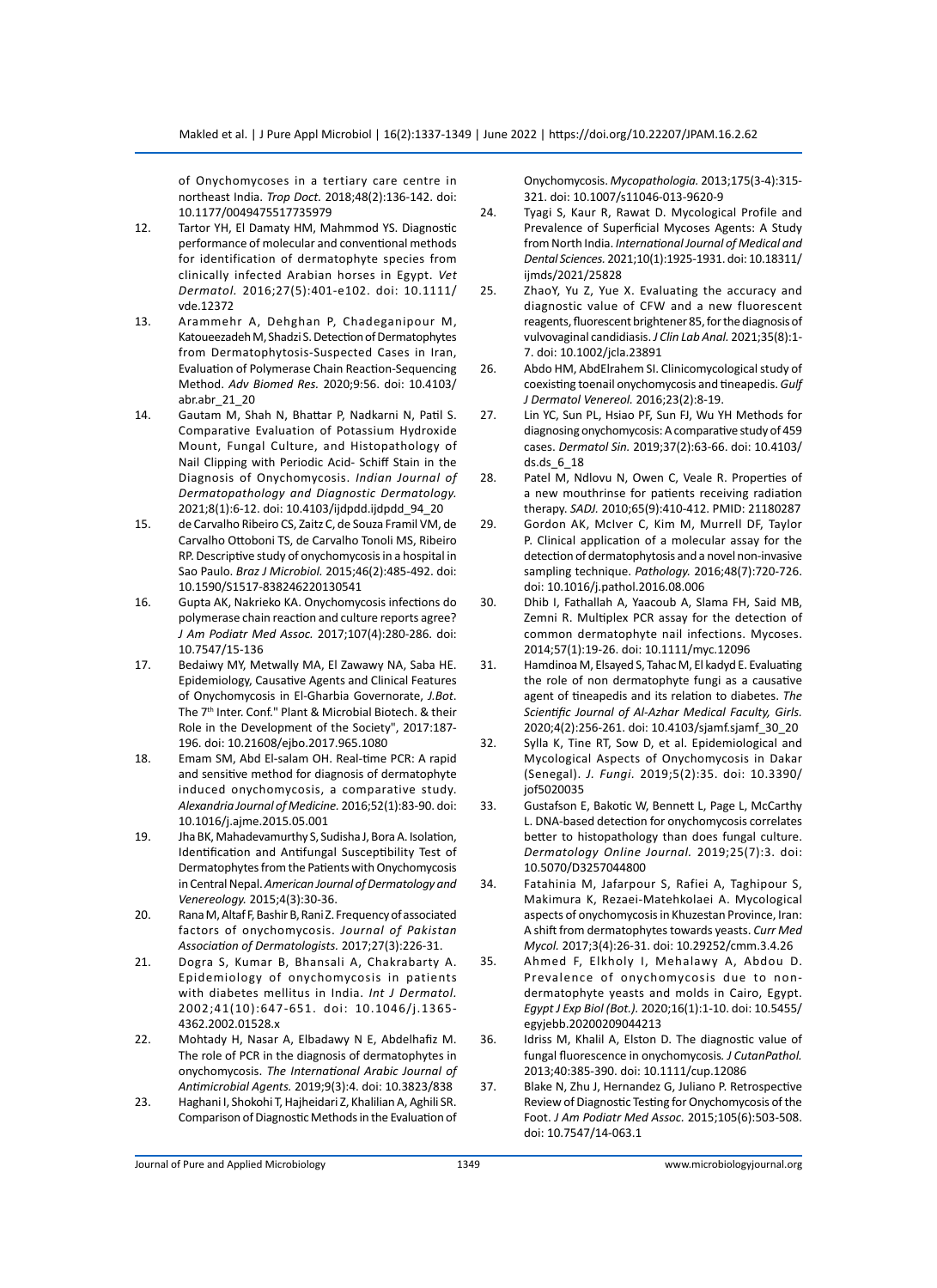of Onychomycoses in a tertiary care centre in northeast India. *Trop Doct.* 2018;48(2):136-142. doi: 10.1177/0049475517735979

12. Tartor YH, El Damaty HM, Mahmmod YS. Diagnostic performance of molecular and conventional methods for identification of dermatophyte species from clinically infected Arabian horses in Egypt. *Vet Dermatol.* 2016;27(5):401-e102. doi: 10.1111/vde.12372
13. Arammehr A, Dehghan P, Chadeganipour M, Katoueezadeh M, Shadzi S. Detection of Dermatophytes from Dermatophytosis-Suspected Cases in Iran, Evaluation of Polymerase Chain Reaction-Sequencing Method. *Adv Biomed Res.* 2020;9:56. doi: 10.4103/abr.abr_21_20
14. Gautam M, Shah N, Bhattar P, Nadkarni N, Patil S. Comparative Evaluation of Potassium Hydroxide Mount, Fungal Culture, and Histopathology of Nail Clipping with Periodic Acid- Schiff Stain in the Diagnosis of Onychomycosis. *Indian Journal of Dermatopathology and Diagnostic Dermatology.* 2021;8(1):6-12. doi: 10.4103/ijdpdd.ijdpdd_94_20
15. de Carvalho Ribeiro CS, Zaitz C, de Souza Framil VM, de Carvalho Ottoboni TS, de Carvalho Tonoli MS, Ribeiro RP. Descriptive study of onychomycosis in a hospital in Sao Paulo. *Braz J Microbiol.* 2015;46(2):485-492. doi: 10.1590/S1517-838246220130541
16. Gupta AK, Nakrieko KA. Onychomycosis infections do polymerase chain reaction and culture reports agree? *J Am Podiatr Med Assoc.* 2017;107(4):280-286. doi: 10.7547/15-136
17. Bedaiwy MY, Metwally MA, El Zawawy NA, Saba HE. Epidemiology, Causative Agents and Clinical Features of Onychomycosis in El-Gharbia Governorate, *J.Bot.* The 7th Inter. Conf." Plant & Microbial Biotech. & their Role in the Development of the Society", 2017:187-196. doi: 10.21608/ejbo.2017.965.1080
18. Emam SM, Abd El-salam OH. Real-time PCR: A rapid and sensitive method for diagnosis of dermatophyte induced onychomycosis, a comparative study. *Alexandria Journal of Medicine.* 2016;52(1):83-90. doi: 10.1016/j.ajme.2015.05.001
19. Jha BK, Mahadevamurthy S, Sudisha J, Bora A. Isolation, Identification and Antifungal Susceptibility Test of Dermatophytes from the Patients with Onychomycosis in Central Nepal. *American Journal of Dermatology and Venereology.* 2015;4(3):30-36.
20. Rana M, Altaf F, Bashir B, Rani Z. Frequency of associated factors of onychomycosis. *Journal of Pakistan Association of Dermatologists.* 2017;27(3):226-31.
21. Dogra S, Kumar B, Bhansali A, Chakrabarty A. Epidemiology of onychomycosis in patients with diabetes mellitus in India. *Int J Dermatol.* 2002;41(10):647-651. doi: 10.1046/j.1365-4362.2002.01528.x
22. Mohtady H, Nasar A, Elbadawy N E, Abdelhafiz M. The role of PCR in the diagnosis of dermatophytes in onychomycosis. *The International Arabic Journal of Antimicrobial Agents.* 2019;9(3):4. doi: 10.3823/838
23. Haghani I, Shokohi T, Hajheidari Z, Khalilian A, Aghili SR. Comparison of Diagnostic Methods in the Evaluation of Onychomycosis. *Mycopathologia.* 2013;175(3-4):315-321. doi: 10.1007/s11046-013-9620-9
24. Tyagi S, Kaur R, Rawat D. Mycological Profile and Prevalence of Superficial Mycoses Agents: A Study from North India. *International Journal of Medical and Dental Sciences.* 2021;10(1):1925-1931. doi: 10.18311/ijmds/2021/25828
25. ZhaoY, Yu Z, Yue X. Evaluating the accuracy and diagnostic value of CFW and a new fluorescent reagents, fluorescent brightener 85, for the diagnosis of vulvovaginal candidiasis. *J Clin Lab Anal.* 2021;35(8):1-7. doi: 10.1002/jcla.23891
26. Abdo HM, AbdElrahem SI. Clinicomycological study of coexisting toenail onychomycosis and tineapedis. *Gulf J Dermatol Venereol.* 2016;23(2):8-19.
27. Lin YC, Sun PL, Hsiao PF, Sun FJ, Wu YH Methods for diagnosing onychomycosis: A comparative study of 459 cases. *Dermatol Sin.* 2019;37(2):63-66. doi: 10.4103/ds.ds_6_18
28. Patel M, Ndlovu N, Owen C, Veale R. Properties of a new mouthrinse for patients receiving radiation therapy. *SADJ.* 2010;65(9):410-412. PMID: 21180287
29. Gordon AK, McIver C, Kim M, Murrell DF, Taylor P. Clinical application of a molecular assay for the detection of dermatophytosis and a novel non-invasive sampling technique. *Pathology.* 2016;48(7):720-726. doi: 10.1016/j.pathol.2016.08.006
30. Dhib I, Fathallah A, Yaacoub A, Slama FH, Said MB, Zemni R. Multiplex PCR assay for the detection of common dermatophyte nail infections. Mycoses. 2014;57(1):19-26. doi: 10.1111/myc.12096
31. Hamdinoa M, Elsayed S, Tahac M, El kadyd E. Evaluating the role of non dermatophyte fungi as a causative agent of tineapedis and its relation to diabetes. *The Scientific Journal of Al-Azhar Medical Faculty, Girls.* 2020;4(2):256-261. doi: 10.4103/sjamf.sjamf_30_20
32. Sylla K, Tine RT, Sow D, et al. Epidemiological and Mycological Aspects of Onychomycosis in Dakar (Senegal). *J. Fungi.* 2019;5(2):35. doi: 10.3390/jof5020035
33. Gustafson E, Bakotic W, Bennett L, Page L, McCarthy L. DNA-based detection for onychomycosis correlates better to histopathology than does fungal culture. *Dermatology Online Journal.* 2019;25(7):3. doi: 10.5070/D3257044800
34. Fatahinia M, Jafarpour S, Rafiei A, Taghipour S, Makimura K, Rezaei-Matehkolaei A. Mycological aspects of onychomycosis in Khuzestan Province, Iran: A shift from dermatophytes towards yeasts. *Curr Med Mycol.* 2017;3(4):26-31. doi: 10.29252/cmm.3.4.26
35. Ahmed F, Elkholy I, Mehalawy A, Abdou D. Prevalence of onychomycosis due to non-dermatophyte yeasts and molds in Cairo, Egypt. *Egypt J Exp Biol (Bot.).* 2020;16(1):1-10. doi: 10.5455/egyjebb.20200209044213
36. Idriss M, Khalil A, Elston D. The diagnostic value of fungal fluorescence in onychomycosis. *J CutanPathol.* 2013;40:385-390. doi: 10.1111/cup.12086
37. Blake N, Zhu J, Hernandez G, Juliano P. Retrospective Review of Diagnostic Testing for Onychomycosis of the Foot. *J Am Podiatr Med Assoc.* 2015;105(6):503-508. doi: 10.7547/14-063.1